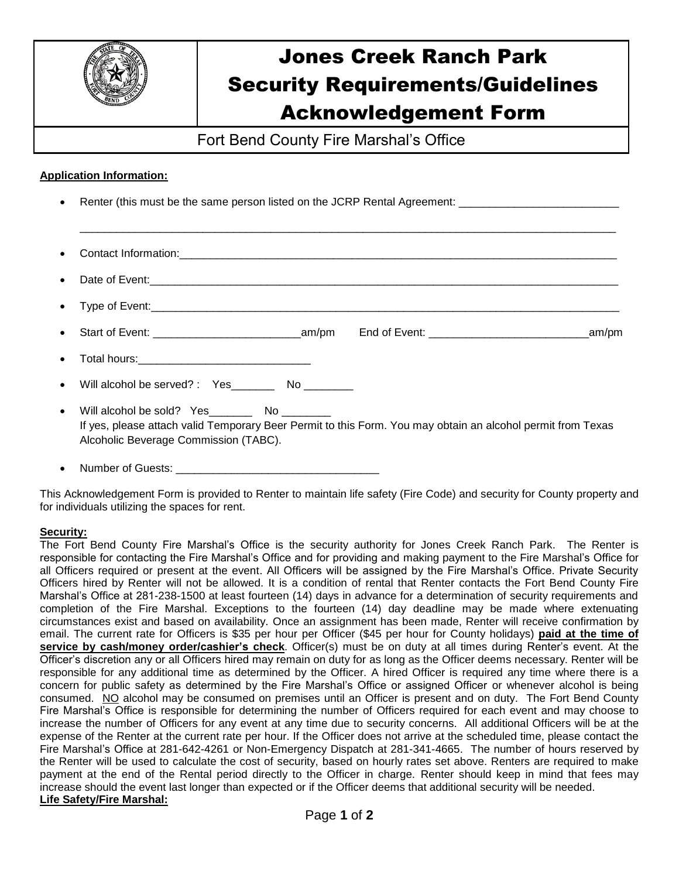# Jones Creek Ranch Park Security Requirements/Guidelines Acknowledgement Form

## Fort Bend County Fire Marshal's Office

**Application Information:**

- Renter (this must be the same person listed on the JCRP Rental Agreement: ___________________________
  _________________________________________________________________________________________
- Contact Information:___________________________________________________________________________
- Date of Event:_______________________________________________________________________________
- Type of Event:_______________________________________________________________________________
- Start of Event: ________________________am/pm End of Event: __________________________am/pm
- Total hours:_____________________________
- Will alcohol be served? : Yes_______ No ________
- Will alcohol be sold? Yes_______ No ________
  If yes, please attach valid Temporary Beer Permit to this Form. You may obtain an alcohol permit from Texas Alcoholic Beverage Commission (TABC).
- Number of Guests: _________________________________

This Acknowledgement Form is provided to Renter to maintain life safety (Fire Code) and security for County property and for individuals utilizing the spaces for rent.

**Security:**

The Fort Bend County Fire Marshal's Office is the security authority for Jones Creek Ranch Park. The Renter is responsible for contacting the Fire Marshal's Office and for providing and making payment to the Fire Marshal's Office for all Officers required or present at the event. All Officers will be assigned by the Fire Marshal's Office. Private Security Officers hired by Renter will not be allowed. It is a condition of rental that Renter contacts the Fort Bend County Fire Marshal's Office at 281-238-1500 at least fourteen (14) days in advance for a determination of security requirements and completion of the Fire Marshal. Exceptions to the fourteen (14) day deadline may be made where extenuating circumstances exist and based on availability. Once an assignment has been made, Renter will receive confirmation by email. The current rate for Officers is $35 per hour per Officer ($45 per hour for County holidays) **paid at the time of service by cash/money order/cashier's check**. Officer(s) must be on duty at all times during Renter's event. At the Officer's discretion any or all Officers hired may remain on duty for as long as the Officer deems necessary. Renter will be responsible for any additional time as determined by the Officer. A hired Officer is required any time where there is a concern for public safety as determined by the Fire Marshal's Office or assigned Officer or whenever alcohol is being consumed. NO alcohol may be consumed on premises until an Officer is present and on duty. The Fort Bend County Fire Marshal's Office is responsible for determining the number of Officers required for each event and may choose to increase the number of Officers for any event at any time due to security concerns. All additional Officers will be at the expense of the Renter at the current rate per hour. If the Officer does not arrive at the scheduled time, please contact the Fire Marshal's Office at 281-642-4261 or Non-Emergency Dispatch at 281-341-4665. The number of hours reserved by the Renter will be used to calculate the cost of security, based on hourly rates set above. Renters are required to make payment at the end of the Rental period directly to the Officer in charge. Renter should keep in mind that fees may increase should the event last longer than expected or if the Officer deems that additional security will be needed.

**Life Safety/Fire Marshal:**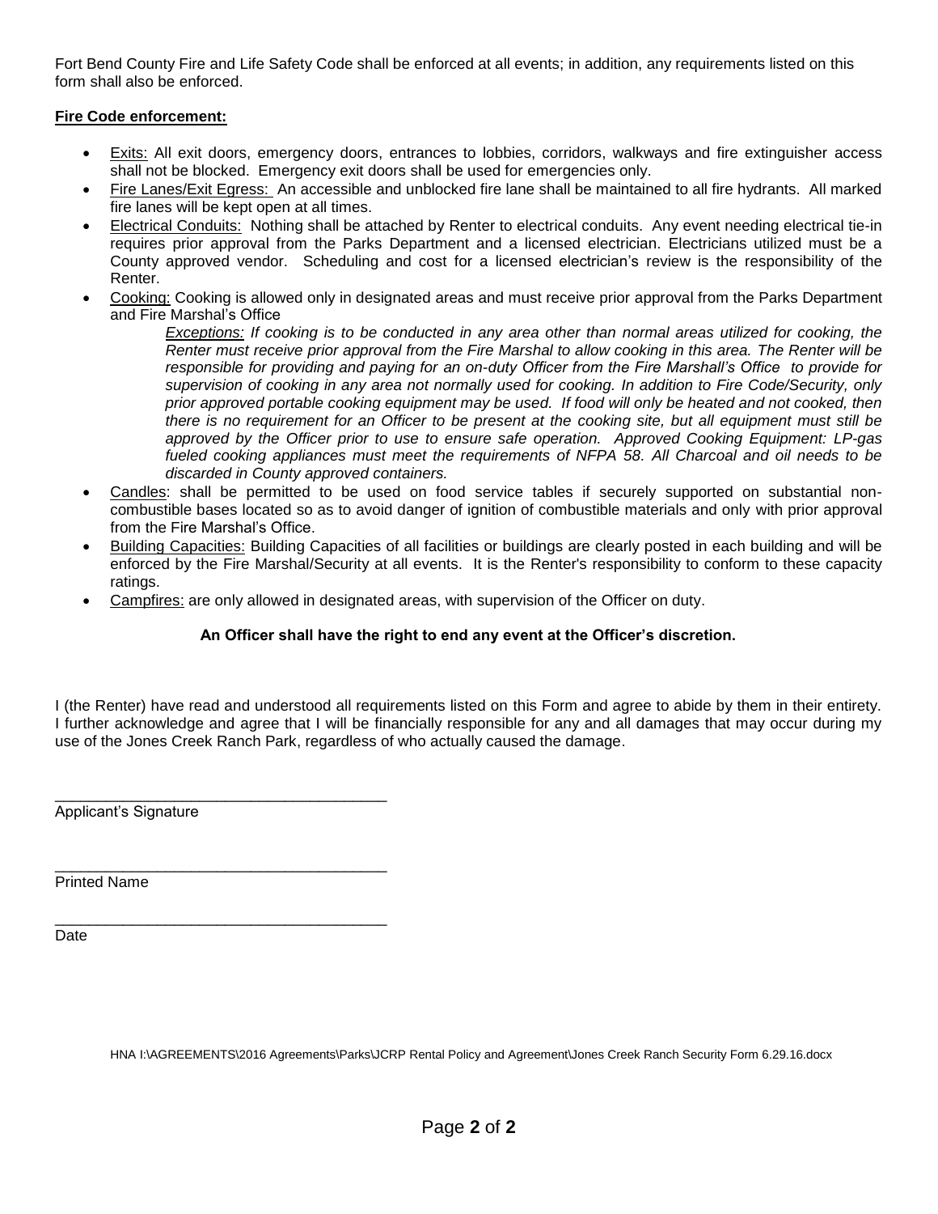Fort Bend County Fire and Life Safety Code shall be enforced at all events; in addition, any requirements listed on this form shall also be enforced.

**Fire Code enforcement:**

- Exits: All exit doors, emergency doors, entrances to lobbies, corridors, walkways and fire extinguisher access shall not be blocked. Emergency exit doors shall be used for emergencies only.
- Fire Lanes/Exit Egress: An accessible and unblocked fire lane shall be maintained to all fire hydrants. All marked fire lanes will be kept open at all times.
- Electrical Conduits: Nothing shall be attached by Renter to electrical conduits. Any event needing electrical tie-in requires prior approval from the Parks Department and a licensed electrician. Electricians utilized must be a County approved vendor. Scheduling and cost for a licensed electrician's review is the responsibility of the Renter.
- Cooking: Cooking is allowed only in designated areas and must receive prior approval from the Parks Department and Fire Marshal's Office

  *Exceptions: If cooking is to be conducted in any area other than normal areas utilized for cooking, the Renter must receive prior approval from the Fire Marshal to allow cooking in this area. The Renter will be responsible for providing and paying for an on-duty Officer from the Fire Marshall's Office to provide for supervision of cooking in any area not normally used for cooking. In addition to Fire Code/Security, only prior approved portable cooking equipment may be used. If food will only be heated and not cooked, then there is no requirement for an Officer to be present at the cooking site, but all equipment must still be approved by the Officer prior to use to ensure safe operation. Approved Cooking Equipment: LP-gas fueled cooking appliances must meet the requirements of NFPA 58. All Charcoal and oil needs to be discarded in County approved containers.*
- Candles: shall be permitted to be used on food service tables if securely supported on substantial non-combustible bases located so as to avoid danger of ignition of combustible materials and only with prior approval from the Fire Marshal's Office.
- Building Capacities: Building Capacities of all facilities or buildings are clearly posted in each building and will be enforced by the Fire Marshal/Security at all events. It is the Renter's responsibility to conform to these capacity ratings.
- Campfires: are only allowed in designated areas, with supervision of the Officer on duty.

**An Officer shall have the right to end any event at the Officer's discretion.**

I (the Renter) have read and understood all requirements listed on this Form and agree to abide by them in their entirety. I further acknowledge and agree that I will be financially responsible for any and all damages that may occur during my use of the Jones Creek Ranch Park, regardless of who actually caused the damage.

\_\_\_\_\_\_\_\_\_\_\_\_\_\_\_\_\_\_\_\_\_\_\_\_\_\_\_\_\_\_\_\_\_\_\_\_\_\_\_\_
Applicant's Signature

\_\_\_\_\_\_\_\_\_\_\_\_\_\_\_\_\_\_\_\_\_\_\_\_\_\_\_\_\_\_\_\_\_\_\_\_\_\_\_\_
Printed Name

\_\_\_\_\_\_\_\_\_\_\_\_\_\_\_\_\_\_\_\_\_\_\_\_\_\_\_\_\_\_\_\_\_\_\_\_\_\_\_\_
Date

HNA I:\AGREEMENTS\2016 Agreements\Parks\JCRP Rental Policy and Agreement\Jones Creek Ranch Security Form 6.29.16.docx